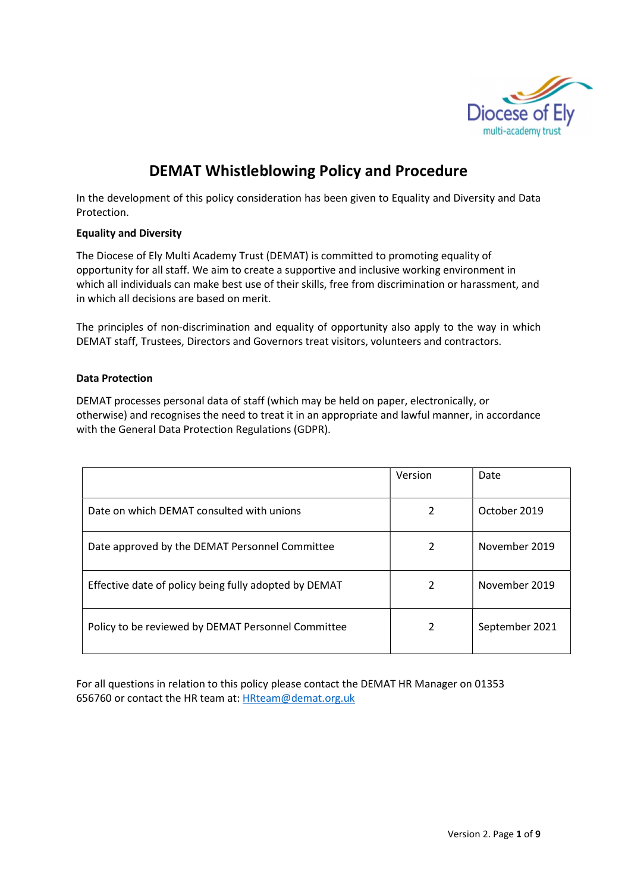# DEMAT Whistleblowing Policy and Procedure

In the development of this policy consideration has been given to Equality and Diversity and Data Protection.

**Equality and Diversity**

The Diocese of Ely Multi Academy Trust (DEMAT) is committed to promoting equality of opportunity for all staff. We aim to create a supportive and inclusive working environment in which all individuals can make best use of their skills, free from discrimination or harassment, and in which all decisions are based on merit.

The principles of non-discrimination and equality of opportunity also apply to the way in which DEMAT staff, Trustees, Directors and Governors treat visitors, volunteers and contractors.

**Data Protection**

DEMAT processes personal data of staff (which may be held on paper, electronically, or otherwise) and recognises the need to treat it in an appropriate and lawful manner, in accordance with the General Data Protection Regulations (GDPR).

| | Version | Date |
|---|---|---|
| Date on which DEMAT consulted with unions | 2 | October 2019 |
| Date approved by the DEMAT Personnel Committee | 2 | November 2019 |
| Effective date of policy being fully adopted by DEMAT | 2 | November 2019 |
| Policy to be reviewed by DEMAT Personnel Committee | 2 | September 2021 |

For all questions in relation to this policy please contact the DEMAT HR Manager on 01353 656760 or contact the HR team at: HRteam@demat.org.uk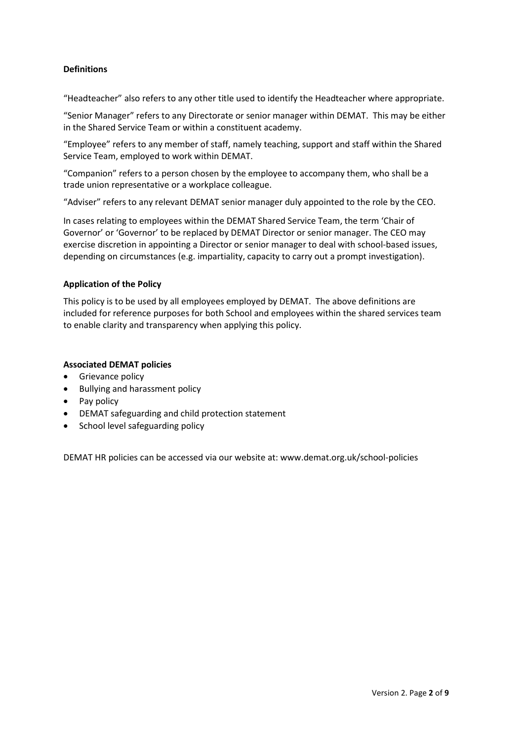**Definitions**

"Headteacher" also refers to any other title used to identify the Headteacher where appropriate.

"Senior Manager" refers to any Directorate or senior manager within DEMAT. This may be either in the Shared Service Team or within a constituent academy.

"Employee" refers to any member of staff, namely teaching, support and staff within the Shared Service Team, employed to work within DEMAT.

"Companion" refers to a person chosen by the employee to accompany them, who shall be a trade union representative or a workplace colleague.

"Adviser" refers to any relevant DEMAT senior manager duly appointed to the role by the CEO.

In cases relating to employees within the DEMAT Shared Service Team, the term 'Chair of Governor' or 'Governor' to be replaced by DEMAT Director or senior manager. The CEO may exercise discretion in appointing a Director or senior manager to deal with school-based issues, depending on circumstances (e.g. impartiality, capacity to carry out a prompt investigation).

**Application of the Policy**

This policy is to be used by all employees employed by DEMAT. The above definitions are included for reference purposes for both School and employees within the shared services team to enable clarity and transparency when applying this policy.

**Associated DEMAT policies**

- Grievance policy
- Bullying and harassment policy
- Pay policy
- DEMAT safeguarding and child protection statement
- School level safeguarding policy

DEMAT HR policies can be accessed via our website at: www.demat.org.uk/school-policies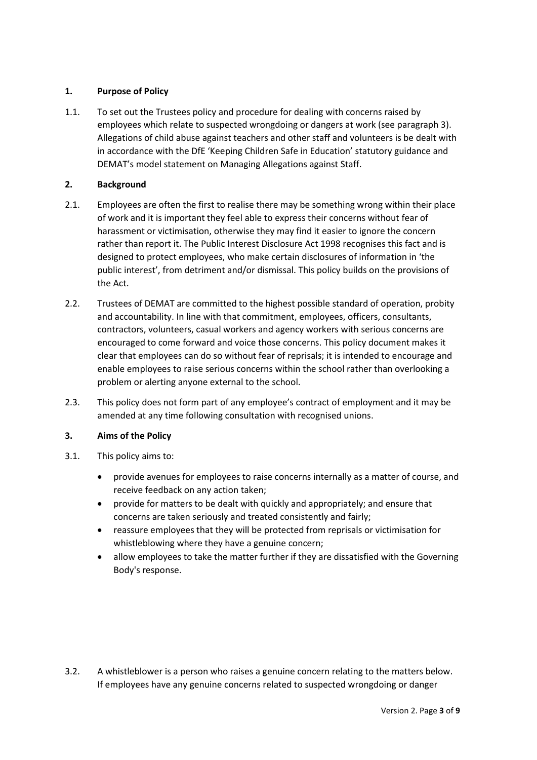## 1. Purpose of Policy

1.1. To set out the Trustees policy and procedure for dealing with concerns raised by employees which relate to suspected wrongdoing or dangers at work (see paragraph 3). Allegations of child abuse against teachers and other staff and volunteers is be dealt with in accordance with the DfE 'Keeping Children Safe in Education' statutory guidance and DEMAT's model statement on Managing Allegations against Staff.

## 2. Background

2.1. Employees are often the first to realise there may be something wrong within their place of work and it is important they feel able to express their concerns without fear of harassment or victimisation, otherwise they may find it easier to ignore the concern rather than report it. The Public Interest Disclosure Act 1998 recognises this fact and is designed to protect employees, who make certain disclosures of information in 'the public interest', from detriment and/or dismissal. This policy builds on the provisions of the Act.

2.2. Trustees of DEMAT are committed to the highest possible standard of operation, probity and accountability. In line with that commitment, employees, officers, consultants, contractors, volunteers, casual workers and agency workers with serious concerns are encouraged to come forward and voice those concerns. This policy document makes it clear that employees can do so without fear of reprisals; it is intended to encourage and enable employees to raise serious concerns within the school rather than overlooking a problem or alerting anyone external to the school.

2.3. This policy does not form part of any employee's contract of employment and it may be amended at any time following consultation with recognised unions.

## 3. Aims of the Policy

3.1. This policy aims to:

- provide avenues for employees to raise concerns internally as a matter of course, and receive feedback on any action taken;
- provide for matters to be dealt with quickly and appropriately; and ensure that concerns are taken seriously and treated consistently and fairly;
- reassure employees that they will be protected from reprisals or victimisation for whistleblowing where they have a genuine concern;
- allow employees to take the matter further if they are dissatisfied with the Governing Body's response.

3.2. A whistleblower is a person who raises a genuine concern relating to the matters below. If employees have any genuine concerns related to suspected wrongdoing or danger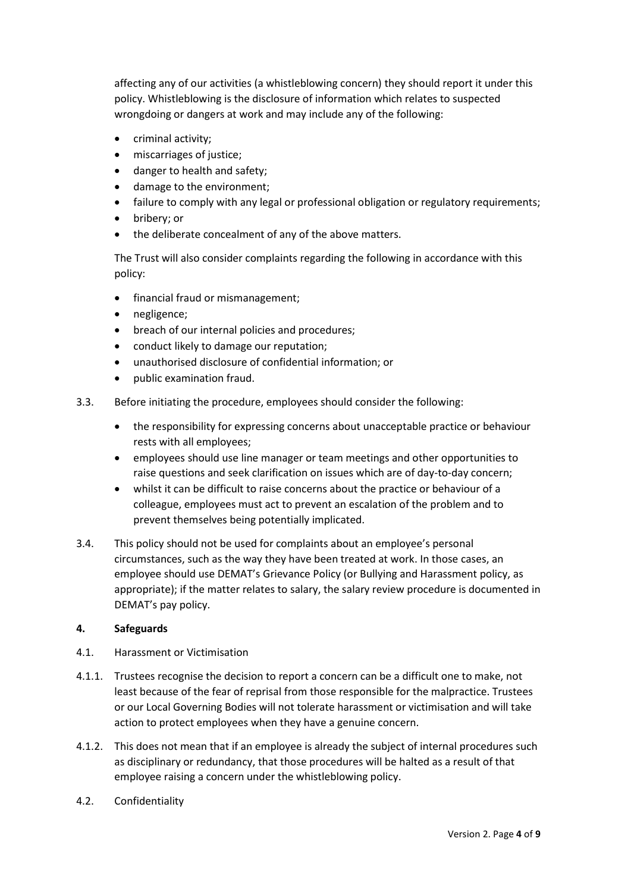affecting any of our activities (a whistleblowing concern) they should report it under this policy. Whistleblowing is the disclosure of information which relates to suspected wrongdoing or dangers at work and may include any of the following:

- criminal activity;
- miscarriages of justice;
- danger to health and safety;
- damage to the environment;
- failure to comply with any legal or professional obligation or regulatory requirements;
- bribery; or
- the deliberate concealment of any of the above matters.

The Trust will also consider complaints regarding the following in accordance with this policy:

- financial fraud or mismanagement;
- negligence;
- breach of our internal policies and procedures;
- conduct likely to damage our reputation;
- unauthorised disclosure of confidential information; or
- public examination fraud.

3.3. Before initiating the procedure, employees should consider the following:

- the responsibility for expressing concerns about unacceptable practice or behaviour rests with all employees;
- employees should use line manager or team meetings and other opportunities to raise questions and seek clarification on issues which are of day-to-day concern;
- whilst it can be difficult to raise concerns about the practice or behaviour of a colleague, employees must act to prevent an escalation of the problem and to prevent themselves being potentially implicated.

3.4. This policy should not be used for complaints about an employee's personal circumstances, such as the way they have been treated at work. In those cases, an employee should use DEMAT's Grievance Policy (or Bullying and Harassment policy, as appropriate); if the matter relates to salary, the salary review procedure is documented in DEMAT's pay policy.

## 4. Safeguards

4.1. Harassment or Victimisation

4.1.1. Trustees recognise the decision to report a concern can be a difficult one to make, not least because of the fear of reprisal from those responsible for the malpractice. Trustees or our Local Governing Bodies will not tolerate harassment or victimisation and will take action to protect employees when they have a genuine concern.

4.1.2. This does not mean that if an employee is already the subject of internal procedures such as disciplinary or redundancy, that those procedures will be halted as a result of that employee raising a concern under the whistleblowing policy.

4.2. Confidentiality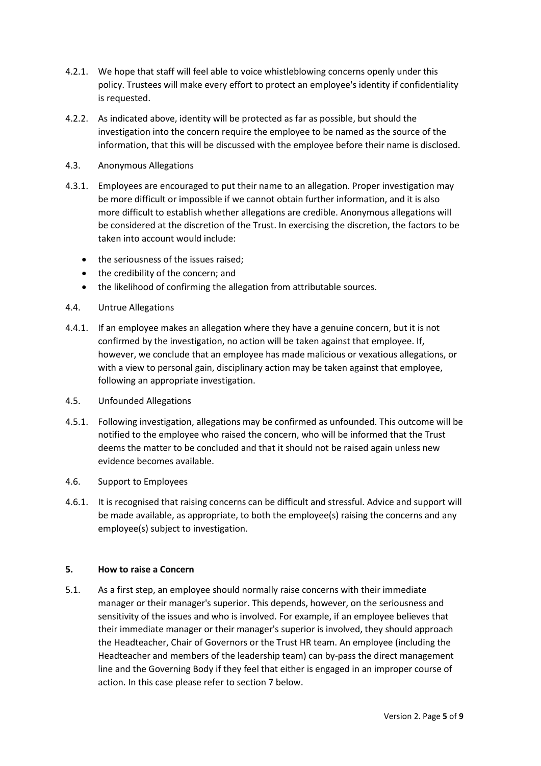4.2.1. We hope that staff will feel able to voice whistleblowing concerns openly under this policy. Trustees will make every effort to protect an employee's identity if confidentiality is requested.

4.2.2. As indicated above, identity will be protected as far as possible, but should the investigation into the concern require the employee to be named as the source of the information, that this will be discussed with the employee before their name is disclosed.

4.3. Anonymous Allegations

4.3.1. Employees are encouraged to put their name to an allegation. Proper investigation may be more difficult or impossible if we cannot obtain further information, and it is also more difficult to establish whether allegations are credible. Anonymous allegations will be considered at the discretion of the Trust. In exercising the discretion, the factors to be taken into account would include:

- the seriousness of the issues raised;
- the credibility of the concern; and
- the likelihood of confirming the allegation from attributable sources.

4.4. Untrue Allegations

4.4.1. If an employee makes an allegation where they have a genuine concern, but it is not confirmed by the investigation, no action will be taken against that employee. If, however, we conclude that an employee has made malicious or vexatious allegations, or with a view to personal gain, disciplinary action may be taken against that employee, following an appropriate investigation.

4.5. Unfounded Allegations

4.5.1. Following investigation, allegations may be confirmed as unfounded. This outcome will be notified to the employee who raised the concern, who will be informed that the Trust deems the matter to be concluded and that it should not be raised again unless new evidence becomes available.

4.6. Support to Employees

4.6.1. It is recognised that raising concerns can be difficult and stressful. Advice and support will be made available, as appropriate, to both the employee(s) raising the concerns and any employee(s) subject to investigation.

## 5. How to raise a Concern

5.1. As a first step, an employee should normally raise concerns with their immediate manager or their manager's superior. This depends, however, on the seriousness and sensitivity of the issues and who is involved. For example, if an employee believes that their immediate manager or their manager's superior is involved, they should approach the Headteacher, Chair of Governors or the Trust HR team. An employee (including the Headteacher and members of the leadership team) can by-pass the direct management line and the Governing Body if they feel that either is engaged in an improper course of action. In this case please refer to section 7 below.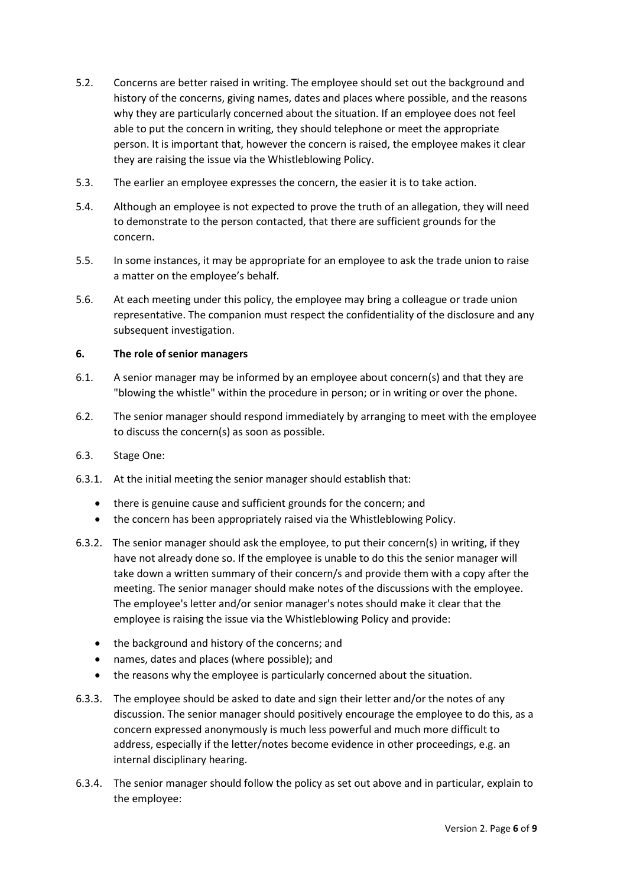5.2. Concerns are better raised in writing. The employee should set out the background and history of the concerns, giving names, dates and places where possible, and the reasons why they are particularly concerned about the situation. If an employee does not feel able to put the concern in writing, they should telephone or meet the appropriate person. It is important that, however the concern is raised, the employee makes it clear they are raising the issue via the Whistleblowing Policy.

5.3. The earlier an employee expresses the concern, the easier it is to take action.

5.4. Although an employee is not expected to prove the truth of an allegation, they will need to demonstrate to the person contacted, that there are sufficient grounds for the concern.

5.5. In some instances, it may be appropriate for an employee to ask the trade union to raise a matter on the employee's behalf.

5.6. At each meeting under this policy, the employee may bring a colleague or trade union representative. The companion must respect the confidentiality of the disclosure and any subsequent investigation.

## 6. The role of senior managers

6.1. A senior manager may be informed by an employee about concern(s) and that they are "blowing the whistle" within the procedure in person; or in writing or over the phone.

6.2. The senior manager should respond immediately by arranging to meet with the employee to discuss the concern(s) as soon as possible.

6.3. Stage One:

6.3.1. At the initial meeting the senior manager should establish that:

- there is genuine cause and sufficient grounds for the concern; and
- the concern has been appropriately raised via the Whistleblowing Policy.

6.3.2. The senior manager should ask the employee, to put their concern(s) in writing, if they have not already done so. If the employee is unable to do this the senior manager will take down a written summary of their concern/s and provide them with a copy after the meeting. The senior manager should make notes of the discussions with the employee. The employee's letter and/or senior manager's notes should make it clear that the employee is raising the issue via the Whistleblowing Policy and provide:

- the background and history of the concerns; and
- names, dates and places (where possible); and
- the reasons why the employee is particularly concerned about the situation.

6.3.3. The employee should be asked to date and sign their letter and/or the notes of any discussion. The senior manager should positively encourage the employee to do this, as a concern expressed anonymously is much less powerful and much more difficult to address, especially if the letter/notes become evidence in other proceedings, e.g. an internal disciplinary hearing.

6.3.4. The senior manager should follow the policy as set out above and in particular, explain to the employee: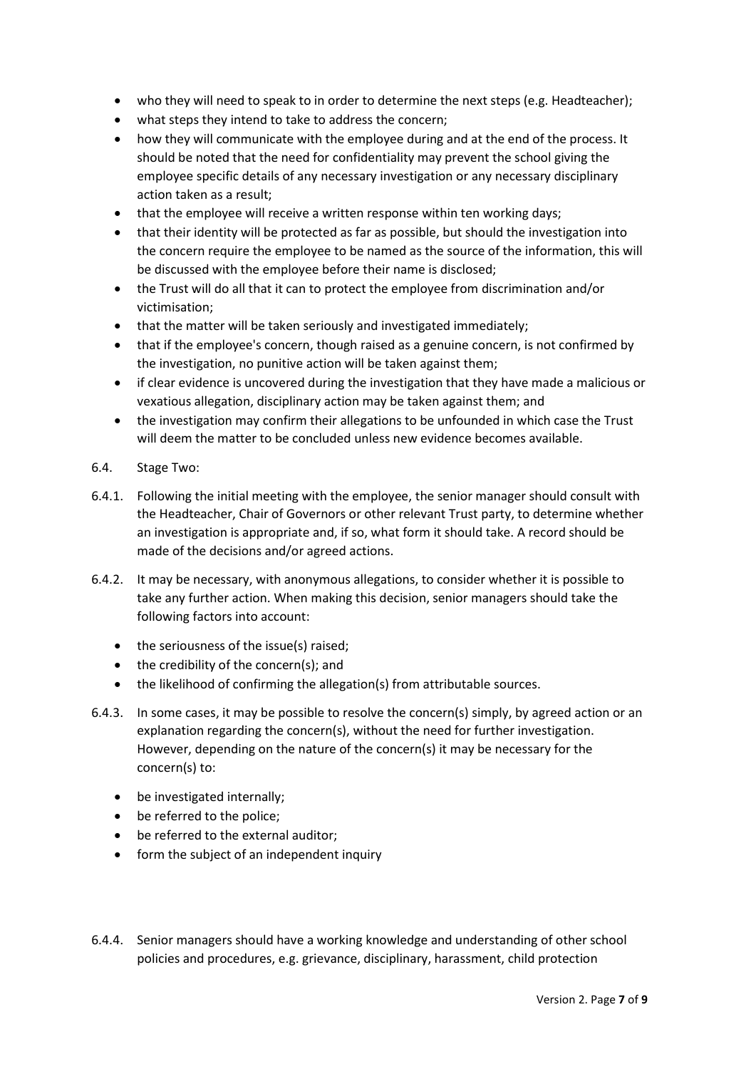- who they will need to speak to in order to determine the next steps (e.g. Headteacher);
- what steps they intend to take to address the concern;
- how they will communicate with the employee during and at the end of the process. It should be noted that the need for confidentiality may prevent the school giving the employee specific details of any necessary investigation or any necessary disciplinary action taken as a result;
- that the employee will receive a written response within ten working days;
- that their identity will be protected as far as possible, but should the investigation into the concern require the employee to be named as the source of the information, this will be discussed with the employee before their name is disclosed;
- the Trust will do all that it can to protect the employee from discrimination and/or victimisation;
- that the matter will be taken seriously and investigated immediately;
- that if the employee's concern, though raised as a genuine concern, is not confirmed by the investigation, no punitive action will be taken against them;
- if clear evidence is uncovered during the investigation that they have made a malicious or vexatious allegation, disciplinary action may be taken against them; and
- the investigation may confirm their allegations to be unfounded in which case the Trust will deem the matter to be concluded unless new evidence becomes available.

6.4. Stage Two:

6.4.1. Following the initial meeting with the employee, the senior manager should consult with the Headteacher, Chair of Governors or other relevant Trust party, to determine whether an investigation is appropriate and, if so, what form it should take. A record should be made of the decisions and/or agreed actions.

6.4.2. It may be necessary, with anonymous allegations, to consider whether it is possible to take any further action. When making this decision, senior managers should take the following factors into account:

- the seriousness of the issue(s) raised;
- the credibility of the concern(s); and
- the likelihood of confirming the allegation(s) from attributable sources.

6.4.3. In some cases, it may be possible to resolve the concern(s) simply, by agreed action or an explanation regarding the concern(s), without the need for further investigation. However, depending on the nature of the concern(s) it may be necessary for the concern(s) to:

- be investigated internally;
- be referred to the police;
- be referred to the external auditor;
- form the subject of an independent inquiry

6.4.4. Senior managers should have a working knowledge and understanding of other school policies and procedures, e.g. grievance, disciplinary, harassment, child protection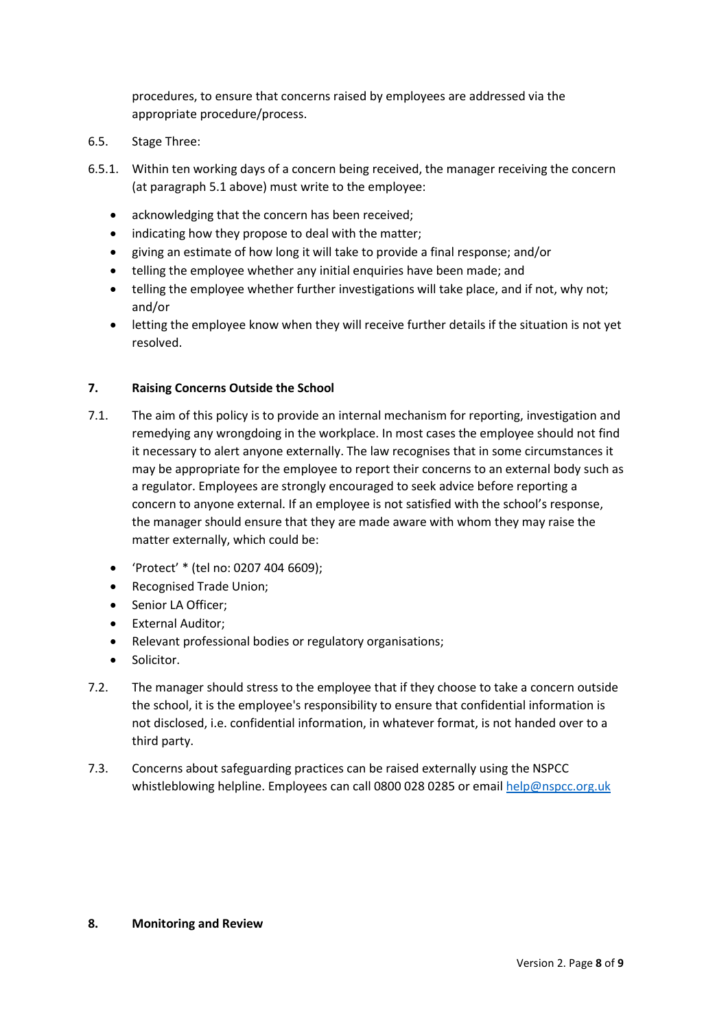procedures, to ensure that concerns raised by employees are addressed via the appropriate procedure/process.

6.5. Stage Three:

6.5.1. Within ten working days of a concern being received, the manager receiving the concern (at paragraph 5.1 above) must write to the employee:

- acknowledging that the concern has been received;
- indicating how they propose to deal with the matter;
- giving an estimate of how long it will take to provide a final response; and/or
- telling the employee whether any initial enquiries have been made; and
- telling the employee whether further investigations will take place, and if not, why not; and/or
- letting the employee know when they will receive further details if the situation is not yet resolved.

## 7. Raising Concerns Outside the School

7.1. The aim of this policy is to provide an internal mechanism for reporting, investigation and remedying any wrongdoing in the workplace. In most cases the employee should not find it necessary to alert anyone externally. The law recognises that in some circumstances it may be appropriate for the employee to report their concerns to an external body such as a regulator. Employees are strongly encouraged to seek advice before reporting a concern to anyone external. If an employee is not satisfied with the school's response, the manager should ensure that they are made aware with whom they may raise the matter externally, which could be:

- 'Protect' * (tel no: 0207 404 6609);
- Recognised Trade Union;
- Senior LA Officer;
- External Auditor;
- Relevant professional bodies or regulatory organisations;
- Solicitor.

7.2. The manager should stress to the employee that if they choose to take a concern outside the school, it is the employee's responsibility to ensure that confidential information is not disclosed, i.e. confidential information, in whatever format, is not handed over to a third party.

7.3. Concerns about safeguarding practices can be raised externally using the NSPCC whistleblowing helpline. Employees can call 0800 028 0285 or email help@nspcc.org.uk

## 8. Monitoring and Review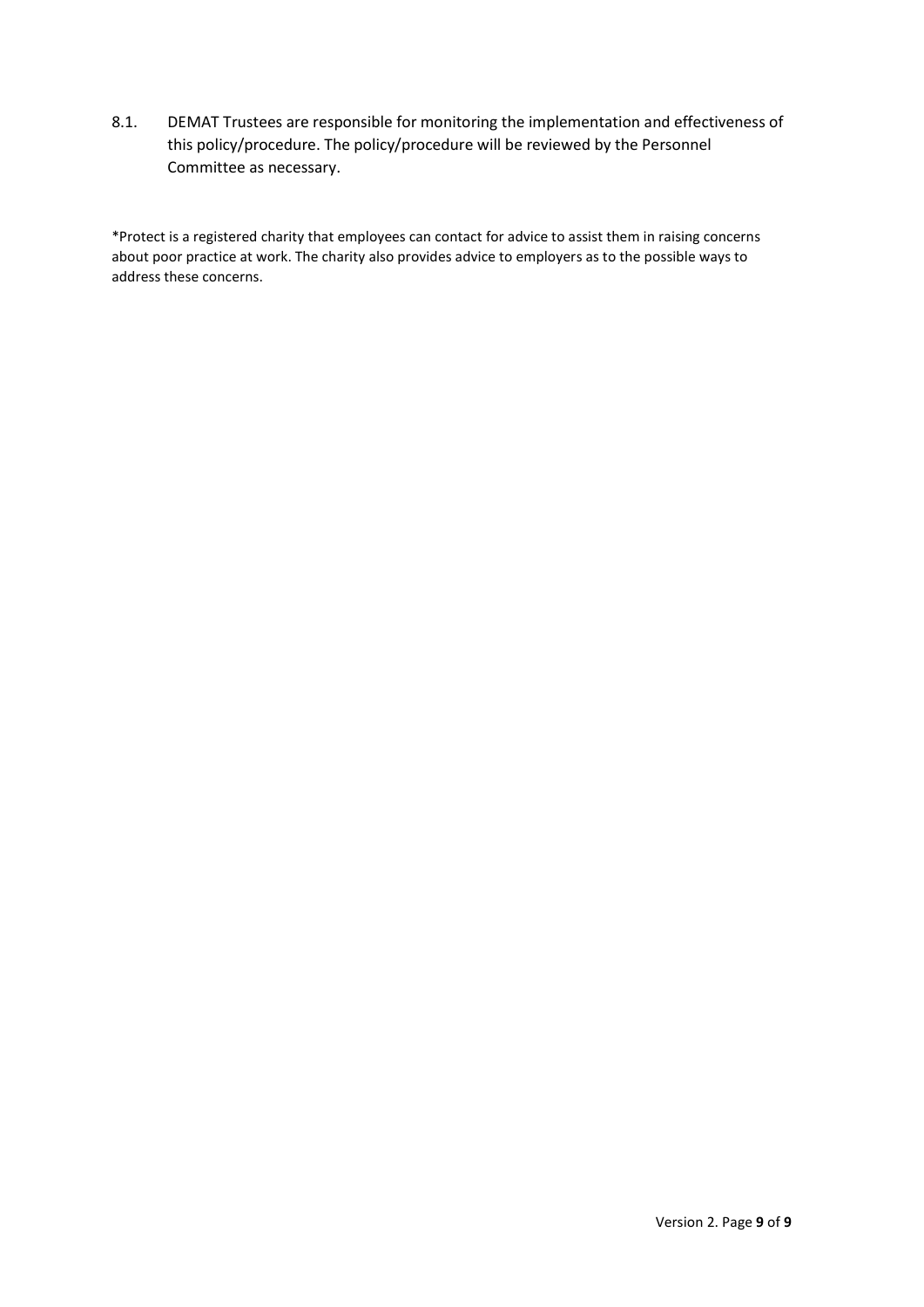8.1. DEMAT Trustees are responsible for monitoring the implementation and effectiveness of this policy/procedure. The policy/procedure will be reviewed by the Personnel Committee as necessary.

*Protect is a registered charity that employees can contact for advice to assist them in raising concerns about poor practice at work. The charity also provides advice to employers as to the possible ways to address these concerns.